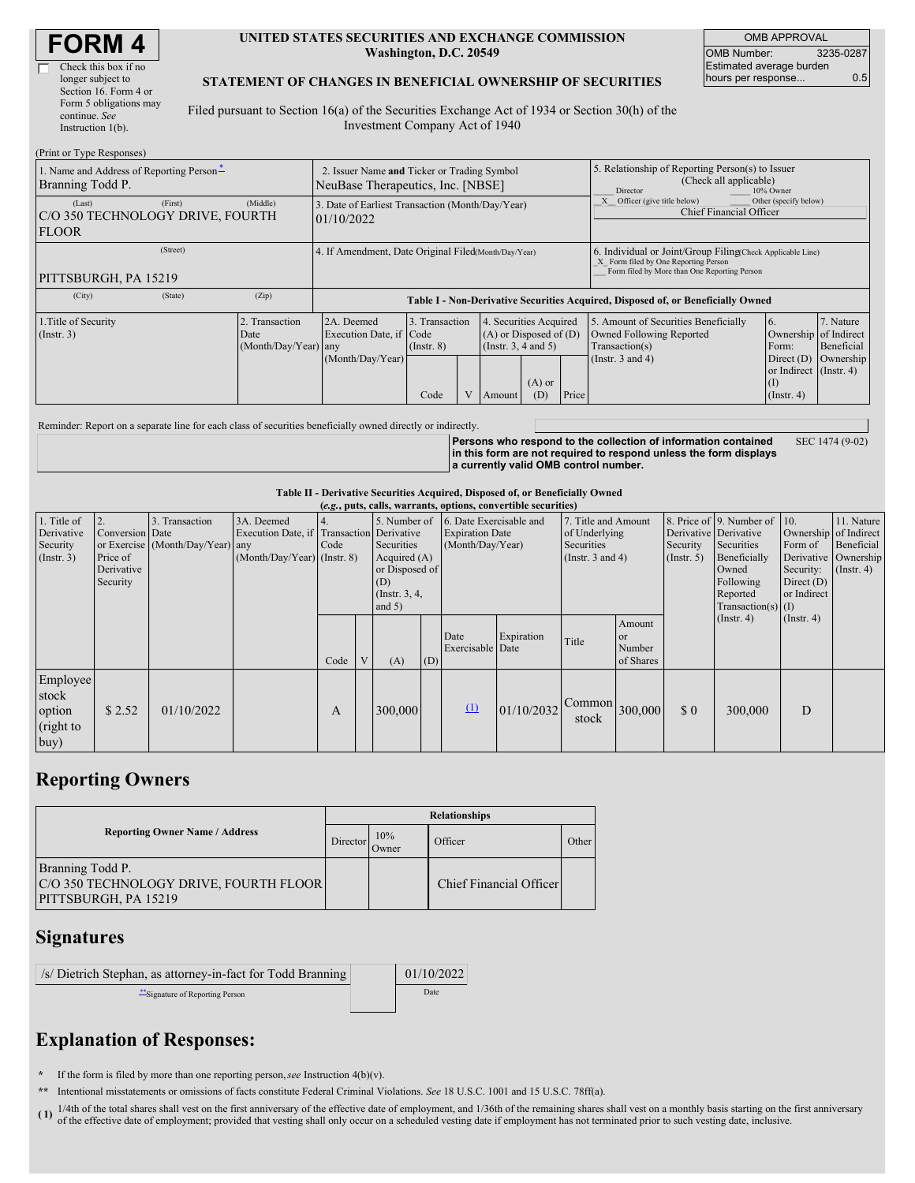# FORM 4

☐ Check this box if no longer subject to Section 16. Form 4 or Form 5 obligations may continue. *See* Instruction 1(b).

**UNITED STATES SECURITIES AND EXCHANGE COMMISSION**
**Washington, D.C. 20549**

**STATEMENT OF CHANGES IN BENEFICIAL OWNERSHIP OF SECURITIES**

Filed pursuant to Section 16(a) of the Securities Exchange Act of 1934 or Section 30(h) of the Investment Company Act of 1940

| OMB APPROVAL | |
|---|---|
| OMB Number: | 3235-0287 |
| Estimated average burden hours per response... | 0.5 |

(Print or Type Responses)

| 1. Name and Address of Reporting Person* | 2. Issuer Name **and** Ticker or Trading Symbol | 5. Relationship of Reporting Person(s) to Issuer (Check all applicable) |
|---|---|---|
| Branning Todd P. | NeuBase Therapeutics, Inc. [NBSE] | ___ Director ___ 10% Owner |
| (Last) (First) (Middle) | 3. Date of Earliest Transaction (Month/Day/Year) | _X_ Officer (give title below) ___ Other (specify below) |
| C/O 350 TECHNOLOGY DRIVE, FOURTH FLOOR | 01/10/2022 | Chief Financial Officer |
| (Street) | 4. If Amendment, Date Original Filed (Month/Day/Year) | 6. Individual or Joint/Group Filing (Check Applicable Line) |
| PITTSBURGH, PA 15219 | | _X_ Form filed by One Reporting Person<br>___ Form filed by More than One Reporting Person |
| (City) (State) (Zip) | | |

**Table I - Non-Derivative Securities Acquired, Disposed of, or Beneficially Owned**

| 1.Title of Security (Instr. 3) | 2. Transaction Date (Month/Day/Year) | 2A. Deemed Execution Date, if any (Month/Day/Year) | 3. Transaction Code (Instr. 8) | | 4. Securities Acquired (A) or Disposed of (D) (Instr. 3, 4 and 5) | | | 5. Amount of Securities Beneficially Owned Following Reported Transaction(s) (Instr. 3 and 4) | 6. Ownership Form: Direct (D) or Indirect (I) (Instr. 4) | 7. Nature of Indirect Beneficial Ownership (Instr. 4) |
|---|---|---|---|---|---|---|---|---|---|---|
| | | | Code | V | Amount | (A) or (D) | Price | | | |

Reminder: Report on a separate line for each class of securities beneficially owned directly or indirectly.

**Persons who respond to the collection of information contained in this form are not required to respond unless the form displays a currently valid OMB control number.** SEC 1474 (9-02)

**Table II - Derivative Securities Acquired, Disposed of, or Beneficially Owned**
***(e.g.*, puts, calls, warrants, options, convertible securities)**

| 1. Title of Derivative Security (Instr. 3) | 2. Conversion or Exercise Price of Derivative Security | 3. Transaction Date (Month/Day/Year) | 3A. Deemed Execution Date, if any (Month/Day/Year) | 4. Transaction Code (Instr. 8) | | 5. Number of Derivative Securities Acquired (A) or Disposed of (D) (Instr. 3, 4, and 5) | | 6. Date Exercisable and Expiration Date (Month/Day/Year) | | 7. Title and Amount of Underlying Securities (Instr. 3 and 4) | | 8. Price of Derivative Security (Instr. 5) | 9. Number of Derivative Securities Beneficially Owned Following Reported Transaction(s) (Instr. 4) | 10. Ownership Form of Derivative Security: Direct (D) or Indirect (I) (Instr. 4) | 11. Nature of Indirect Beneficial Ownership (Instr. 4) |
|---|---|---|---|---|---|---|---|---|---|---|---|---|---|---|---|
| | | | | Code | V | (A) | (D) | Date Exercisable | Expiration Date | Title | Amount or Number of Shares | | | | |
| Employee stock option (right to buy) | $ 2.52 | 01/10/2022 | | A | | 300,000 | | (1) | 01/10/2032 | Common stock | 300,000 | $ 0 | 300,000 | D | |

## Reporting Owners

| Reporting Owner Name / Address | Relationships | | | |
|---|---|---|---|---|
| | Director | 10% Owner | Officer | Other |
| Branning Todd P.<br>C/O 350 TECHNOLOGY DRIVE, FOURTH FLOOR<br>PITTSBURGH, PA 15219 | | | Chief Financial Officer | |

## Signatures

| /s/ Dietrich Stephan, as attorney-in-fact for Todd Branning | 01/10/2022 |
|---|---|
| **Signature of Reporting Person | Date |

## Explanation of Responses:

\* If the form is filed by more than one reporting person, *see* Instruction 4(b)(v).

** Intentional misstatements or omissions of facts constitute Federal Criminal Violations. *See* 18 U.S.C. 1001 and 15 U.S.C. 78ff(a).

(1) 1/4th of the total shares shall vest on the first anniversary of the effective date of employment, and 1/36th of the remaining shares shall vest on a monthly basis starting on the first anniversary of the effective date of employment; provided that vesting shall only occur on a scheduled vesting date if employment has not terminated prior to such vesting date, inclusive.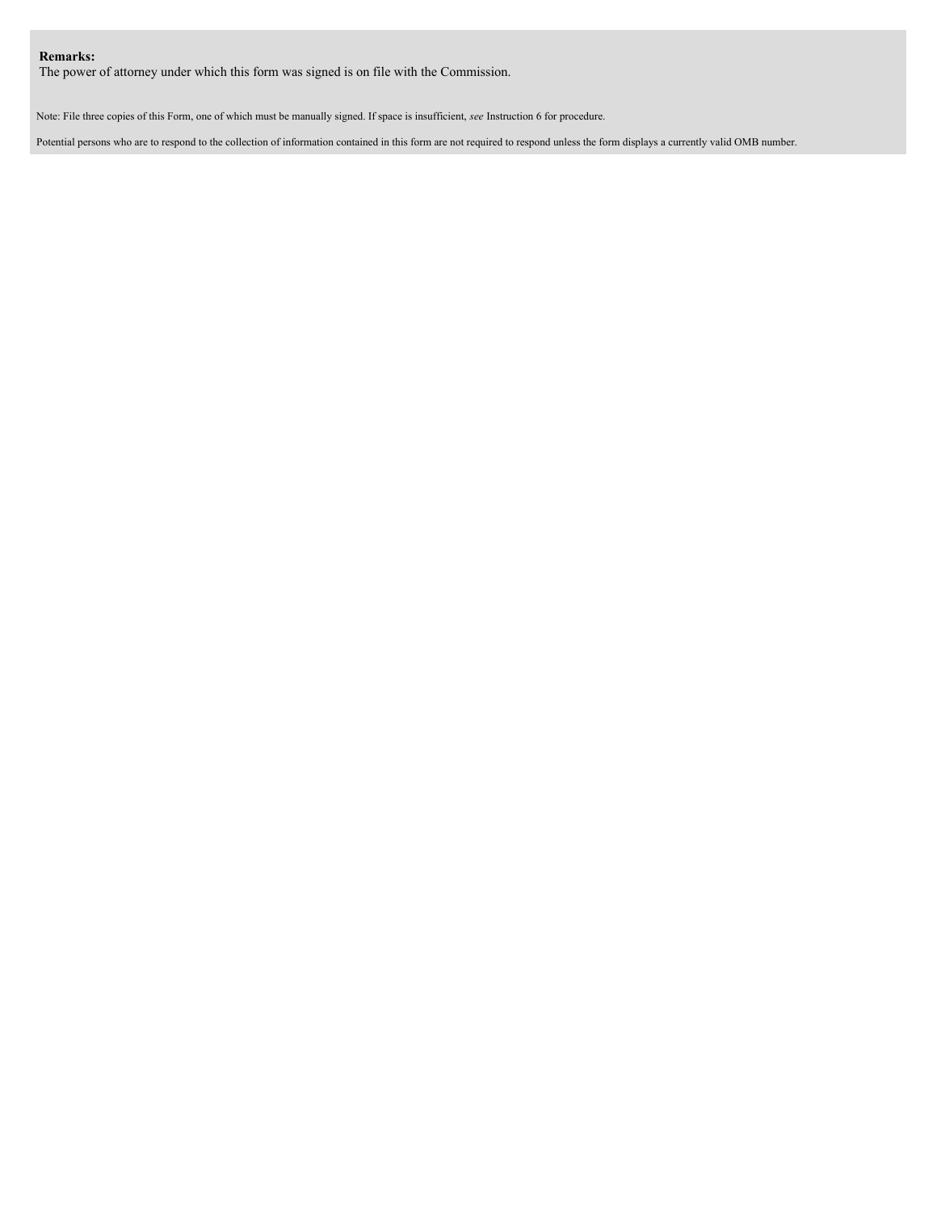**Remarks:**
The power of attorney under which this form was signed is on file with the Commission.

Note: File three copies of this Form, one of which must be manually signed. If space is insufficient, *see* Instruction 6 for procedure.

Potential persons who are to respond to the collection of information contained in this form are not required to respond unless the form displays a currently valid OMB number.